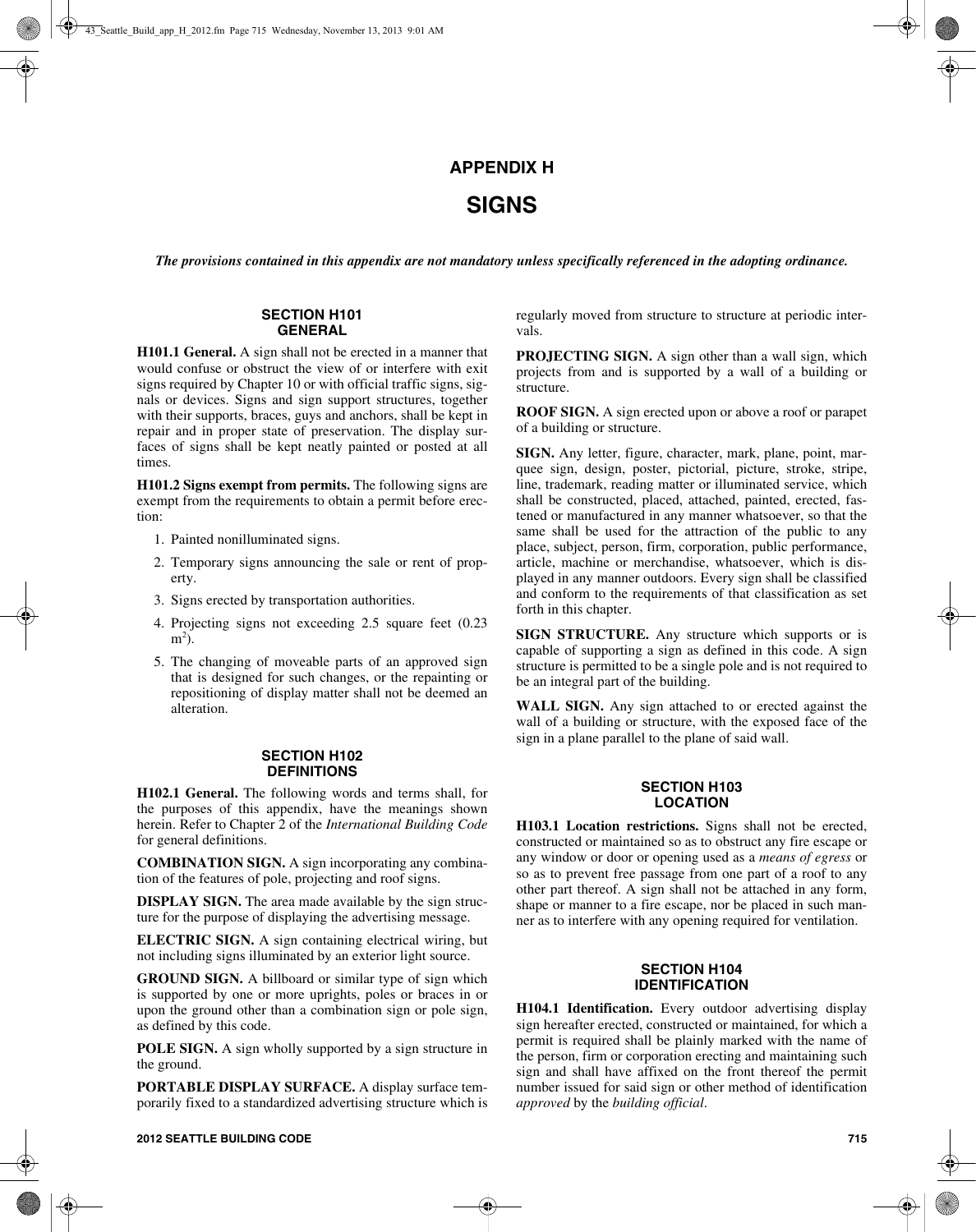# APPENDIX H

# SIGNS

***The provisions contained in this appendix are not mandatory unless specifically referenced in the adopting ordinance.***

## SECTION H101 GENERAL

**H101.1 General.** A sign shall not be erected in a manner that would confuse or obstruct the view of or interfere with exit signs required by Chapter 10 or with official traffic signs, signals or devices. Signs and sign support structures, together with their supports, braces, guys and anchors, shall be kept in repair and in proper state of preservation. The display surfaces of signs shall be kept neatly painted or posted at all times.

**H101.2 Signs exempt from permits.** The following signs are exempt from the requirements to obtain a permit before erection:

1. Painted nonilluminated signs.
2. Temporary signs announcing the sale or rent of property.
3. Signs erected by transportation authorities.
4. Projecting signs not exceeding 2.5 square feet (0.23 $m^2$).
5. The changing of moveable parts of an approved sign that is designed for such changes, or the repainting or repositioning of display matter shall not be deemed an alteration.

## SECTION H102 DEFINITIONS

**H102.1 General.** The following words and terms shall, for the purposes of this appendix, have the meanings shown herein. Refer to Chapter 2 of the *International Building Code* for general definitions.

**COMBINATION SIGN.** A sign incorporating any combination of the features of pole, projecting and roof signs.

**DISPLAY SIGN.** The area made available by the sign structure for the purpose of displaying the advertising message.

**ELECTRIC SIGN.** A sign containing electrical wiring, but not including signs illuminated by an exterior light source.

**GROUND SIGN.** A billboard or similar type of sign which is supported by one or more uprights, poles or braces in or upon the ground other than a combination sign or pole sign, as defined by this code.

**POLE SIGN.** A sign wholly supported by a sign structure in the ground.

**PORTABLE DISPLAY SURFACE.** A display surface temporarily fixed to a standardized advertising structure which is regularly moved from structure to structure at periodic intervals.

**PROJECTING SIGN.** A sign other than a wall sign, which projects from and is supported by a wall of a building or structure.

**ROOF SIGN.** A sign erected upon or above a roof or parapet of a building or structure.

**SIGN.** Any letter, figure, character, mark, plane, point, marquee sign, design, poster, pictorial, picture, stroke, stripe, line, trademark, reading matter or illuminated service, which shall be constructed, placed, attached, painted, erected, fastened or manufactured in any manner whatsoever, so that the same shall be used for the attraction of the public to any place, subject, person, firm, corporation, public performance, article, machine or merchandise, whatsoever, which is displayed in any manner outdoors. Every sign shall be classified and conform to the requirements of that classification as set forth in this chapter.

**SIGN STRUCTURE.** Any structure which supports or is capable of supporting a sign as defined in this code. A sign structure is permitted to be a single pole and is not required to be an integral part of the building.

**WALL SIGN.** Any sign attached to or erected against the wall of a building or structure, with the exposed face of the sign in a plane parallel to the plane of said wall.

## SECTION H103 LOCATION

**H103.1 Location restrictions.** Signs shall not be erected, constructed or maintained so as to obstruct any fire escape or any window or door or opening used as a *means of egress* or so as to prevent free passage from one part of a roof to any other part thereof. A sign shall not be attached in any form, shape or manner to a fire escape, nor be placed in such manner as to interfere with any opening required for ventilation.

## SECTION H104 IDENTIFICATION

**H104.1 Identification.** Every outdoor advertising display sign hereafter erected, constructed or maintained, for which a permit is required shall be plainly marked with the name of the person, firm or corporation erecting and maintaining such sign and shall have affixed on the front thereof the permit number issued for said sign or other method of identification *approved* by the *building official*.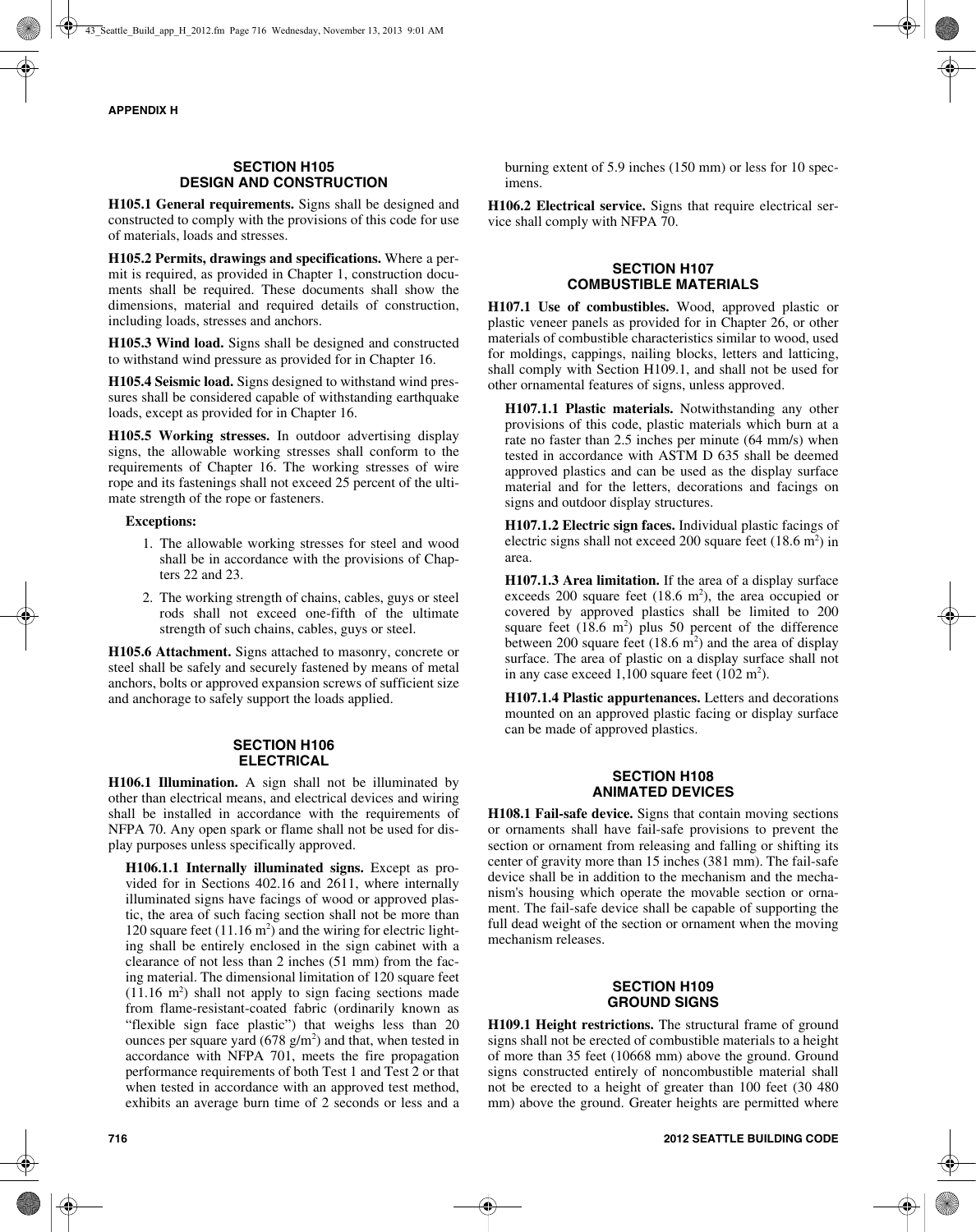## SECTION H105 DESIGN AND CONSTRUCTION

**H105.1 General requirements.** Signs shall be designed and constructed to comply with the provisions of this code for use of materials, loads and stresses.

**H105.2 Permits, drawings and specifications.** Where a permit is required, as provided in Chapter 1, construction documents shall be required. These documents shall show the dimensions, material and required details of construction, including loads, stresses and anchors.

**H105.3 Wind load.** Signs shall be designed and constructed to withstand wind pressure as provided for in Chapter 16.

**H105.4 Seismic load.** Signs designed to withstand wind pressures shall be considered capable of withstanding earthquake loads, except as provided for in Chapter 16.

**H105.5 Working stresses.** In outdoor advertising display signs, the allowable working stresses shall conform to the requirements of Chapter 16. The working stresses of wire rope and its fastenings shall not exceed 25 percent of the ultimate strength of the rope or fasteners.

**Exceptions:**

1. The allowable working stresses for steel and wood shall be in accordance with the provisions of Chapters 22 and 23.
2. The working strength of chains, cables, guys or steel rods shall not exceed one-fifth of the ultimate strength of such chains, cables, guys or steel.

**H105.6 Attachment.** Signs attached to masonry, concrete or steel shall be safely and securely fastened by means of metal anchors, bolts or approved expansion screws of sufficient size and anchorage to safely support the loads applied.

## SECTION H106 ELECTRICAL

**H106.1 Illumination.** A sign shall not be illuminated by other than electrical means, and electrical devices and wiring shall be installed in accordance with the requirements of NFPA 70. Any open spark or flame shall not be used for display purposes unless specifically approved.

**H106.1.1 Internally illuminated signs.** Except as provided for in Sections 402.16 and 2611, where internally illuminated signs have facings of wood or approved plastic, the area of such facing section shall not be more than 120 square feet (11.16 $m^2$) and the wiring for electric lighting shall be entirely enclosed in the sign cabinet with a clearance of not less than 2 inches (51 mm) from the facing material. The dimensional limitation of 120 square feet (11.16 $m^2$) shall not apply to sign facing sections made from flame-resistant-coated fabric (ordinarily known as "flexible sign face plastic") that weighs less than 20 ounces per square yard (678 $g/m^2$) and that, when tested in accordance with NFPA 701, meets the fire propagation performance requirements of both Test 1 and Test 2 or that when tested in accordance with an approved test method, exhibits an average burn time of 2 seconds or less and a burning extent of 5.9 inches (150 mm) or less for 10 specimens.

**H106.2 Electrical service.** Signs that require electrical service shall comply with NFPA 70.

## SECTION H107 COMBUSTIBLE MATERIALS

**H107.1 Use of combustibles.** Wood, approved plastic or plastic veneer panels as provided for in Chapter 26, or other materials of combustible characteristics similar to wood, used for moldings, cappings, nailing blocks, letters and latticing, shall comply with Section H109.1, and shall not be used for other ornamental features of signs, unless approved.

**H107.1.1 Plastic materials.** Notwithstanding any other provisions of this code, plastic materials which burn at a rate no faster than 2.5 inches per minute (64 mm/s) when tested in accordance with ASTM D 635 shall be deemed approved plastics and can be used as the display surface material and for the letters, decorations and facings on signs and outdoor display structures.

**H107.1.2 Electric sign faces.** Individual plastic facings of electric signs shall not exceed 200 square feet (18.6 $m^2$) in area.

**H107.1.3 Area limitation.** If the area of a display surface exceeds 200 square feet (18.6 $m^2$), the area occupied or covered by approved plastics shall be limited to 200 square feet (18.6 $m^2$) plus 50 percent of the difference between 200 square feet (18.6 $m^2$) and the area of display surface. The area of plastic on a display surface shall not in any case exceed 1,100 square feet (102 $m^2$).

**H107.1.4 Plastic appurtenances.** Letters and decorations mounted on an approved plastic facing or display surface can be made of approved plastics.

## SECTION H108 ANIMATED DEVICES

**H108.1 Fail-safe device.** Signs that contain moving sections or ornaments shall have fail-safe provisions to prevent the section or ornament from releasing and falling or shifting its center of gravity more than 15 inches (381 mm). The fail-safe device shall be in addition to the mechanism and the mechanism's housing which operate the movable section or ornament. The fail-safe device shall be capable of supporting the full dead weight of the section or ornament when the moving mechanism releases.

## SECTION H109 GROUND SIGNS

**H109.1 Height restrictions.** The structural frame of ground signs shall not be erected of combustible materials to a height of more than 35 feet (10668 mm) above the ground. Ground signs constructed entirely of noncombustible material shall not be erected to a height of greater than 100 feet (30 480 mm) above the ground. Greater heights are permitted where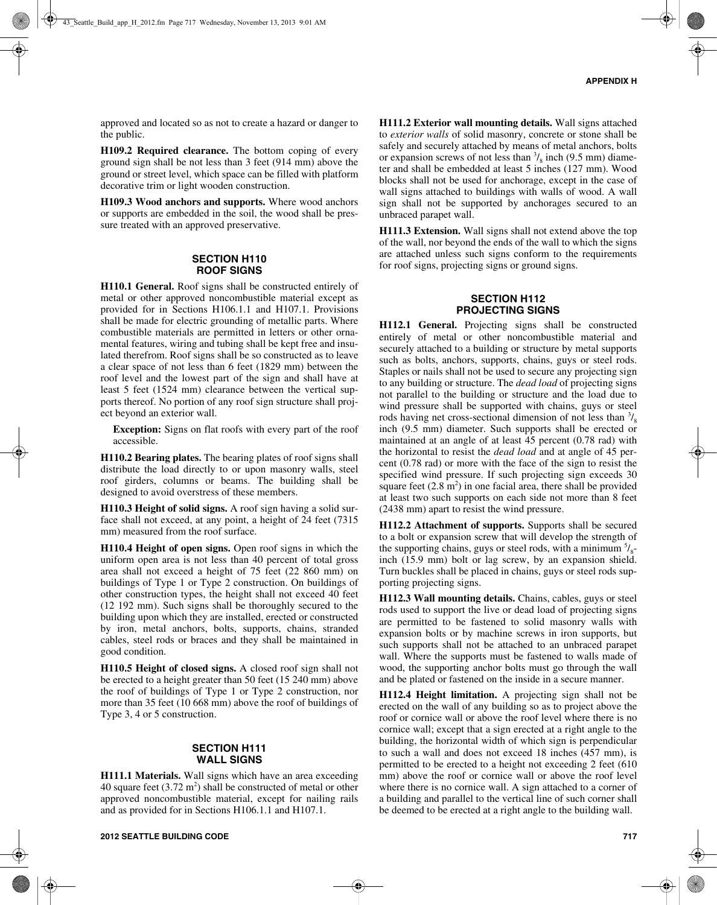approved and located so as not to create a hazard or danger to the public.

**H109.2 Required clearance.** The bottom coping of every ground sign shall be not less than 3 feet (914 mm) above the ground or street level, which space can be filled with platform decorative trim or light wooden construction.

**H109.3 Wood anchors and supports.** Where wood anchors or supports are embedded in the soil, the wood shall be pressure treated with an approved preservative.

## SECTION H110 ROOF SIGNS

**H110.1 General.** Roof signs shall be constructed entirely of metal or other approved noncombustible material except as provided for in Sections H106.1.1 and H107.1. Provisions shall be made for electric grounding of metallic parts. Where combustible materials are permitted in letters or other ornamental features, wiring and tubing shall be kept free and insulated therefrom. Roof signs shall be so constructed as to leave a clear space of not less than 6 feet (1829 mm) between the roof level and the lowest part of the sign and shall have at least 5 feet (1524 mm) clearance between the vertical supports thereof. No portion of any roof sign structure shall project beyond an exterior wall.

> **Exception:** Signs on flat roofs with every part of the roof accessible.

**H110.2 Bearing plates.** The bearing plates of roof signs shall distribute the load directly to or upon masonry walls, steel roof girders, columns or beams. The building shall be designed to avoid overstress of these members.

**H110.3 Height of solid signs.** A roof sign having a solid surface shall not exceed, at any point, a height of 24 feet (7315 mm) measured from the roof surface.

**H110.4 Height of open signs.** Open roof signs in which the uniform open area is not less than 40 percent of total gross area shall not exceed a height of 75 feet (22 860 mm) on buildings of Type 1 or Type 2 construction. On buildings of other construction types, the height shall not exceed 40 feet (12 192 mm). Such signs shall be thoroughly secured to the building upon which they are installed, erected or constructed by iron, metal anchors, bolts, supports, chains, stranded cables, steel rods or braces and they shall be maintained in good condition.

**H110.5 Height of closed signs.** A closed roof sign shall not be erected to a height greater than 50 feet (15 240 mm) above the roof of buildings of Type 1 or Type 2 construction, nor more than 35 feet (10 668 mm) above the roof of buildings of Type 3, 4 or 5 construction.

## SECTION H111 WALL SIGNS

**H111.1 Materials.** Wall signs which have an area exceeding 40 square feet (3.72 $m^2$) shall be constructed of metal or other approved noncombustible material, except for nailing rails and as provided for in Sections H106.1.1 and H107.1.

**H111.2 Exterior wall mounting details.** Wall signs attached to *exterior walls* of solid masonry, concrete or stone shall be safely and securely attached by means of metal anchors, bolts or expansion screws of not less than $^3/_8$ inch (9.5 mm) diameter and shall be embedded at least 5 inches (127 mm). Wood blocks shall not be used for anchorage, except in the case of wall signs attached to buildings with walls of wood. A wall sign shall not be supported by anchorages secured to an unbraced parapet wall.

**H111.3 Extension.** Wall signs shall not extend above the top of the wall, nor beyond the ends of the wall to which the signs are attached unless such signs conform to the requirements for roof signs, projecting signs or ground signs.

## SECTION H112 PROJECTING SIGNS

**H112.1 General.** Projecting signs shall be constructed entirely of metal or other noncombustible material and securely attached to a building or structure by metal supports such as bolts, anchors, supports, chains, guys or steel rods. Staples or nails shall not be used to secure any projecting sign to any building or structure. The *dead load* of projecting signs not parallel to the building or structure and the load due to wind pressure shall be supported with chains, guys or steel rods having net cross-sectional dimension of not less than $^3/_8$ inch (9.5 mm) diameter. Such supports shall be erected or maintained at an angle of at least 45 percent (0.78 rad) with the horizontal to resist the *dead load* and at angle of 45 percent (0.78 rad) or more with the face of the sign to resist the specified wind pressure. If such projecting sign exceeds 30 square feet (2.8 $m^2$) in one facial area, there shall be provided at least two such supports on each side not more than 8 feet (2438 mm) apart to resist the wind pressure.

**H112.2 Attachment of supports.** Supports shall be secured to a bolt or expansion screw that will develop the strength of the supporting chains, guys or steel rods, with a minimum $^5/_8$-inch (15.9 mm) bolt or lag screw, by an expansion shield. Turn buckles shall be placed in chains, guys or steel rods supporting projecting signs.

**H112.3 Wall mounting details.** Chains, cables, guys or steel rods used to support the live or dead load of projecting signs are permitted to be fastened to solid masonry walls with expansion bolts or by machine screws in iron supports, but such supports shall not be attached to an unbraced parapet wall. Where the supports must be fastened to walls made of wood, the supporting anchor bolts must go through the wall and be plated or fastened on the inside in a secure manner.

**H112.4 Height limitation.** A projecting sign shall not be erected on the wall of any building so as to project above the roof or cornice wall or above the roof level where there is no cornice wall; except that a sign erected at a right angle to the building, the horizontal width of which sign is perpendicular to such a wall and does not exceed 18 inches (457 mm), is permitted to be erected to a height not exceeding 2 feet (610 mm) above the roof or cornice wall or above the roof level where there is no cornice wall. A sign attached to a corner of a building and parallel to the vertical line of such corner shall be deemed to be erected at a right angle to the building wall.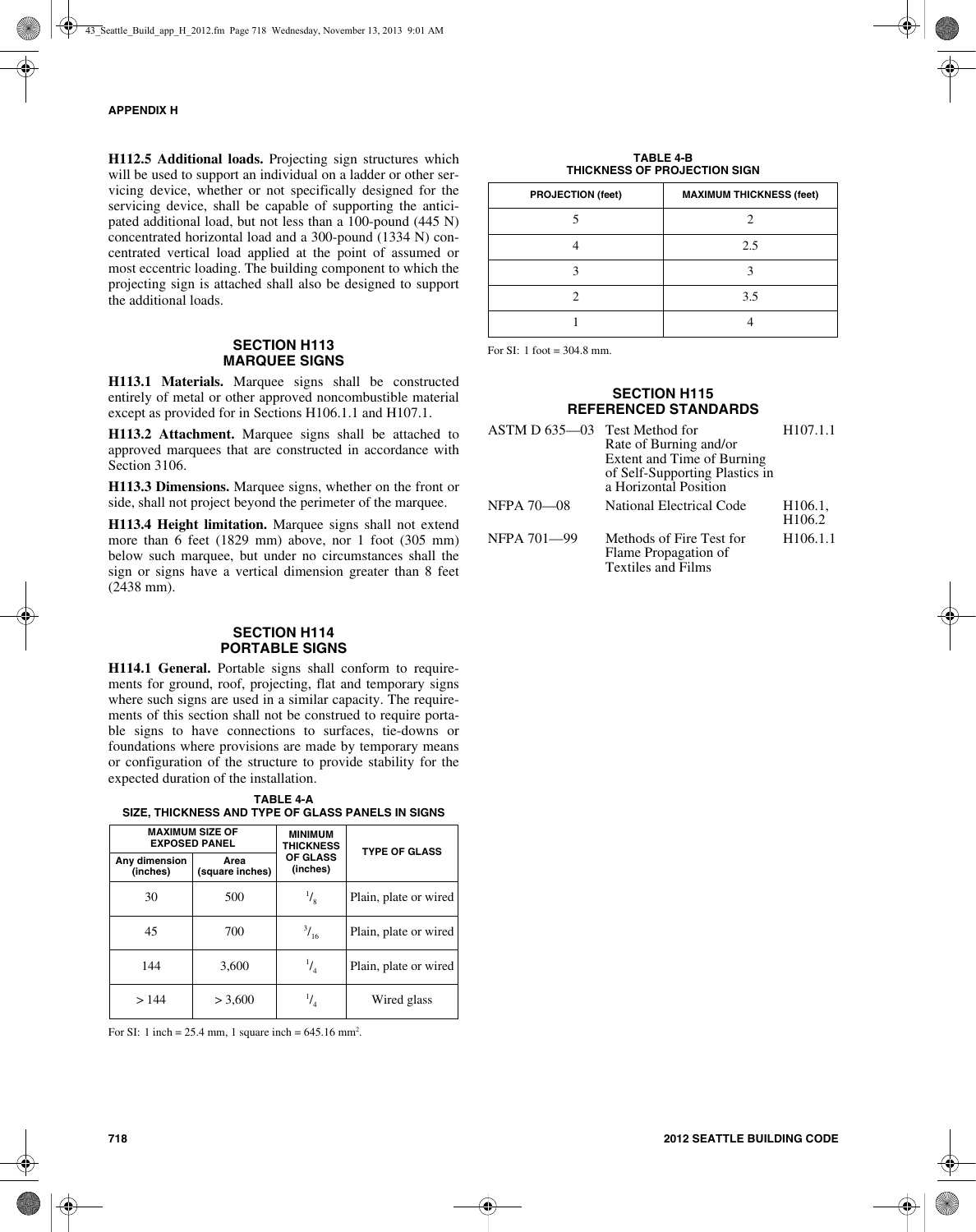**H112.5 Additional loads.** Projecting sign structures which will be used to support an individual on a ladder or other servicing device, whether or not specifically designed for the servicing device, shall be capable of supporting the anticipated additional load, but not less than a 100-pound (445 N) concentrated horizontal load and a 300-pound (1334 N) concentrated vertical load applied at the point of assumed or most eccentric loading. The building component to which the projecting sign is attached shall also be designed to support the additional loads.

## SECTION H113 MARQUEE SIGNS

**H113.1 Materials.** Marquee signs shall be constructed entirely of metal or other approved noncombustible material except as provided for in Sections H106.1.1 and H107.1.

**H113.2 Attachment.** Marquee signs shall be attached to approved marquees that are constructed in accordance with Section 3106.

**H113.3 Dimensions.** Marquee signs, whether on the front or side, shall not project beyond the perimeter of the marquee.

**H113.4 Height limitation.** Marquee signs shall not extend more than 6 feet (1829 mm) above, nor 1 foot (305 mm) below such marquee, but under no circumstances shall the sign or signs have a vertical dimension greater than 8 feet (2438 mm).

## SECTION H114 PORTABLE SIGNS

**H114.1 General.** Portable signs shall conform to requirements for ground, roof, projecting, flat and temporary signs where such signs are used in a similar capacity. The requirements of this section shall not be construed to require portable signs to have connections to surfaces, tie-downs or foundations where provisions are made by temporary means or configuration of the structure to provide stability for the expected duration of the installation.

**TABLE 4-A**
**SIZE, THICKNESS AND TYPE OF GLASS PANELS IN SIGNS**

| MAXIMUM SIZE OF EXPOSED PANEL | | MINIMUM THICKNESS OF GLASS (inches) | TYPE OF GLASS |
|---|---|---|---|
| Any dimension (inches) | Area (square inches) | | |
| 30 | 500 | 1/8 | Plain, plate or wired |
| 45 | 700 | 3/16 | Plain, plate or wired |
| 144 | 3,600 | 1/4 | Plain, plate or wired |
| > 144 | > 3,600 | 1/4 | Wired glass |

For SI: 1 inch = 25.4 mm, 1 square inch = 645.16 mm².

**TABLE 4-B**
**THICKNESS OF PROJECTION SIGN**

| PROJECTION (feet) | MAXIMUM THICKNESS (feet) |
|---|---|
| 5 | 2 |
| 4 | 2.5 |
| 3 | 3 |
| 2 | 3.5 |
| 1 | 4 |

For SI: 1 foot = 304.8 mm.

## SECTION H115 REFERENCED STANDARDS

| | | |
|---|---|---|
| ASTM D 635—03 | Test Method for Rate of Burning and/or Extent and Time of Burning of Self-Supporting Plastics in a Horizontal Position | H107.1.1 |
| NFPA 70—08 | National Electrical Code | H106.1, H106.2 |
| NFPA 701—99 | Methods of Fire Test for Flame Propagation of Textiles and Films | H106.1.1 |